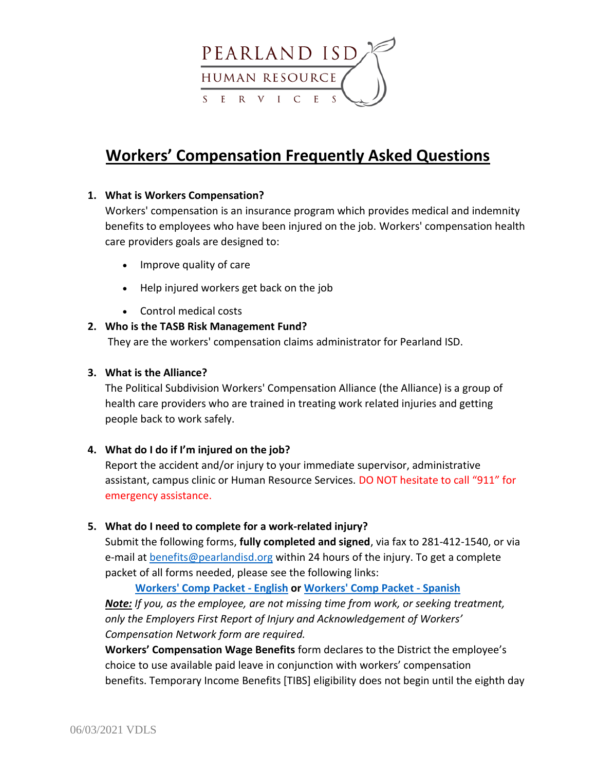PEARLAND ISD
HUMAN RESOURCE
SERVICES

# Workers' Compensation Frequently Asked Questions

1. **What is Workers Compensation?**
   Workers' compensation is an insurance program which provides medical and indemnity benefits to employees who have been injured on the job. Workers' compensation health care providers goals are designed to:

   - Improve quality of care
   - Help injured workers get back on the job
   - Control medical costs

2. **Who is the TASB Risk Management Fund?**
   They are the workers' compensation claims administrator for Pearland ISD.

3. **What is the Alliance?**
   The Political Subdivision Workers' Compensation Alliance (the Alliance) is a group of health care providers who are trained in treating work related injuries and getting people back to work safely.

4. **What do I do if I'm injured on the job?**
   Report the accident and/or injury to your immediate supervisor, administrative assistant, campus clinic or Human Resource Services. DO NOT hesitate to call "911" for emergency assistance.

5. **What do I need to complete for a work-related injury?**
   Submit the following forms, **fully completed and signed**, via fax to 281-412-1540, or via e-mail at benefits@pearlandisd.org within 24 hours of the injury. To get a complete packet of all forms needed, please see the following links:
   **Workers' Comp Packet - English** **or** **Workers' Comp Packet - Spanish**
   ***Note:*** *If you, as the employee, are not missing time from work, or seeking treatment, only the Employers First Report of Injury and Acknowledgement of Workers' Compensation Network form are required.*
   **Workers' Compensation Wage Benefits** form declares to the District the employee's choice to use available paid leave in conjunction with workers' compensation benefits. Temporary Income Benefits [TIBS] eligibility does not begin until the eighth day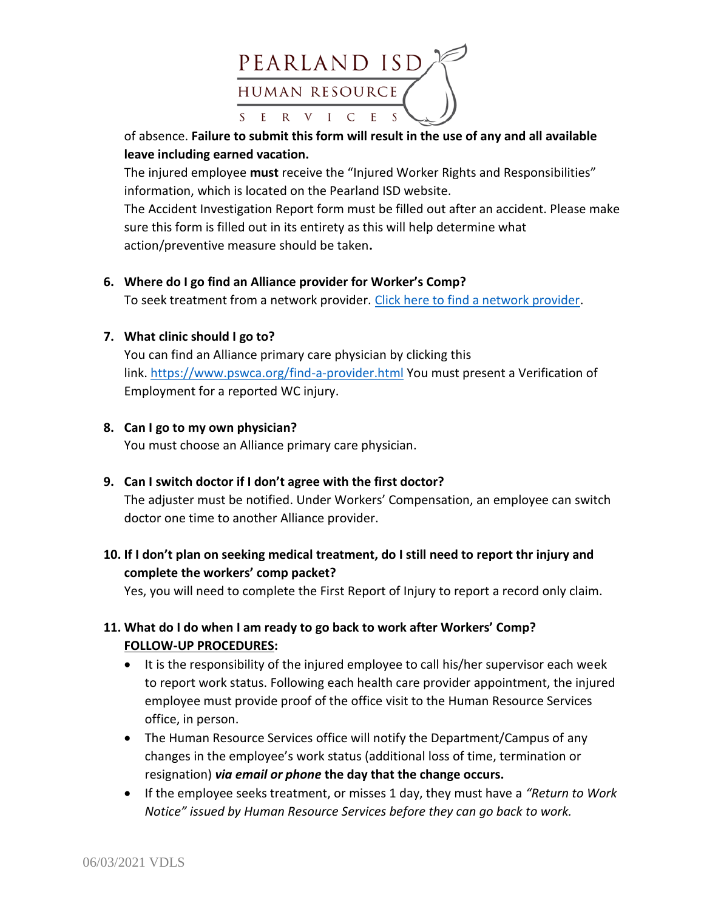of absence. **Failure to submit this form will result in the use of any and all available leave including earned vacation.**

The injured employee **must** receive the "Injured Worker Rights and Responsibilities" information, which is located on the Pearland ISD website.

The Accident Investigation Report form must be filled out after an accident. Please make sure this form is filled out in its entirety as this will help determine what action/preventive measure should be taken**.**

6. **Where do I go find an Alliance provider for Worker's Comp?**
   To seek treatment from a network provider. [Click here to find a network provider](https://www.pswca.org/find-a-provider.html).

7. **What clinic should I go to?**
   You can find an Alliance primary care physician by clicking this link. https://www.pswca.org/find-a-provider.html You must present a Verification of Employment for a reported WC injury.

8. **Can I go to my own physician?**
   You must choose an Alliance primary care physician.

9. **Can I switch doctor if I don't agree with the first doctor?**
   The adjuster must be notified. Under Workers' Compensation, an employee can switch doctor one time to another Alliance provider.

10. **If I don't plan on seeking medical treatment, do I still need to report thr injury and complete the workers' comp packet?**
    Yes, you will need to complete the First Report of Injury to report a record only claim.

11. **What do I do when I am ready to go back to work after Workers' Comp?**
    **FOLLOW-UP PROCEDURES:**
    - It is the responsibility of the injured employee to call his/her supervisor each week to report work status. Following each health care provider appointment, the injured employee must provide proof of the office visit to the Human Resource Services office, in person.
    - The Human Resource Services office will notify the Department/Campus of any changes in the employee's work status (additional loss of time, termination or resignation) ***via email or phone*** **the day that the change occurs.**
    - If the employee seeks treatment, or misses 1 day, they must have a *"Return to Work Notice" issued by Human Resource Services before they can go back to work.*

06/03/2021 VDLS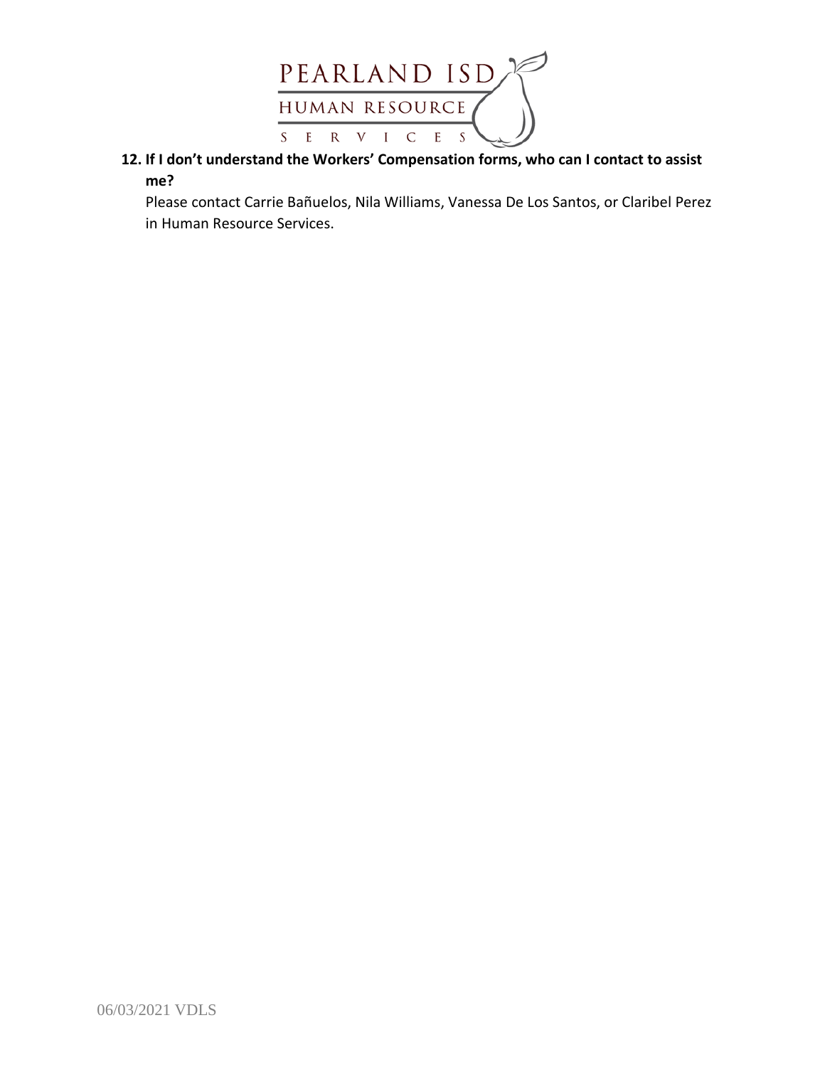**12. If I don't understand the Workers' Compensation forms, who can I contact to assist me?**

Please contact Carrie Bañuelos, Nila Williams, Vanessa De Los Santos, or Claribel Perez in Human Resource Services.